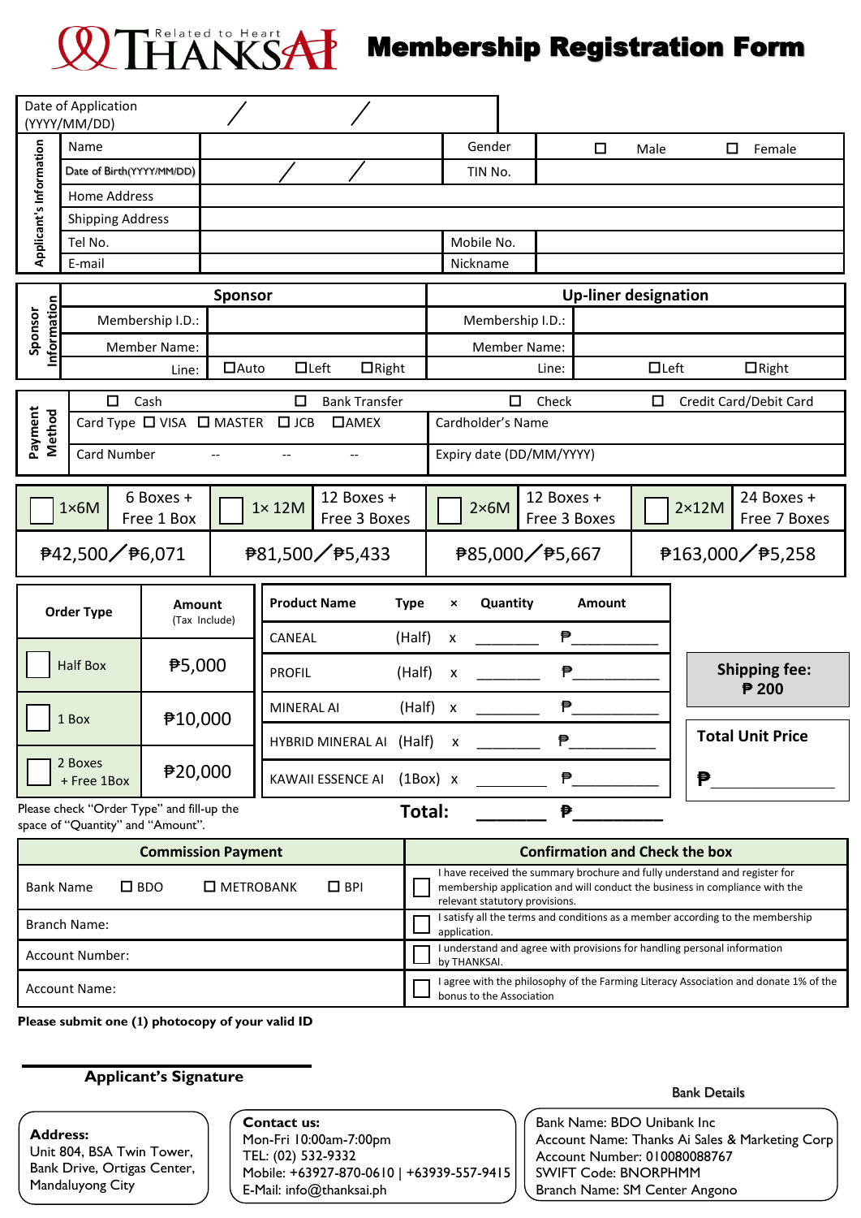# THANKSAI (Related to Heart) — Membership Registration Form

| Date of Application (YYYY/MM/DD) | / / | | |
|---|---|---|---|

**Applicant's Information**

| | | | |
|---|---|---|---|
| Name | | Gender | ☐ Male ☐ Female |
| Date of Birth(YYYY/MM/DD) | / / | TIN No. | |
| Home Address | | | |
| Shipping Address | | | |
| Tel No. | | Mobile No. | |
| E-mail | | Nickname | |

**Sponsor Information**

| Sponsor | | Up-liner designation | |
|---|---|---|---|
| Membership I.D.: | | Membership I.D.: | |
| Member Name: | | Member Name: | |
| Line: | ☐Auto ☐Left ☐Right | Line: | ☐Left ☐Right |

**Payment Method**

| | |
|---|---|
| ☐ Cash ☐ Bank Transfer ☐ Check ☐ Credit Card/Debit Card | |
| Card Type ☐ VISA ☐ MASTER ☐ JCB ☐AMEX | Cardholder's Name |
| Card Number -- -- -- | Expiry date (DD/MM/YYYY) |

| ☐ 1×6M | 6 Boxes + Free 1 Box | ☐ 1× 12M | 12 Boxes + Free 3 Boxes | ☐ 2×6M | 12 Boxes + Free 3 Boxes | ☐ 2×12M | 24 Boxes + Free 7 Boxes |
|---|---|---|---|---|---|---|---|
| ₱42,500／₱6,071 | | ₱81,500／₱5,433 | | ₱85,000／₱5,667 | | ₱163,000／₱5,258 | |

| Order Type | Amount (Tax Include) |
|---|---|
| ☐ Half Box | ₱5,000 |
| ☐ 1 Box | ₱10,000 |
| ☐ 2 Boxes + Free 1Box | ₱20,000 |

Please check "Order Type" and fill-up the space of "Quantity" and "Amount".

| Product Name | Type | × | Quantity | Amount |
|---|---|---|---|---|
| CANEAL | (Half) | x | ________ | ₱___________ |
| PROFIL | (Half) | x | ________ | ₱___________ |
| MINERAL AI | (Half) | x | ________ | ₱___________ |
| HYBRID MINERAL AI | (Half) | x | ________ | ₱___________ |
| KAWAII ESSENCE AI | (1Box) | x | ________ | ₱___________ |

**Total:** _______ ₱_________

**Shipping fee: ₱ 200**

**Total Unit Price**

₱_______________

| Commission Payment | |
|---|---|
| Bank Name | ☐ BDO ☐ METROBANK ☐ BPI |
| Branch Name: | |
| Account Number: | |
| Account Name: | |

**Confirmation and Check the box**

- ☐ I have received the summary brochure and fully understand and register for membership application and will conduct the business in compliance with the relevant statutory provisions.
- ☐ I satisfy all the terms and conditions as a member according to the membership application.
- ☐ I understand and agree with provisions for handling personal information by THANKSAI.
- ☐ I agree with the philosophy of the Farming Literacy Association and donate 1% of the bonus to the Association

**Please submit one (1) photocopy of your valid ID**

**Applicant's Signature**

**Address:**
Unit 804, BSA Twin Tower,
Bank Drive, Ortigas Center,
Mandaluyong City

**Contact us:**
Mon-Fri 10:00am-7:00pm
TEL: (02) 532-9332
Mobile: +63927-870-0610 | +63939-557-9415
E-Mail: info@thanksai.ph

Bank Details

Bank Name: BDO Unibank Inc
Account Name: Thanks Ai Sales & Marketing Corp
Account Number: 010080088767
SWIFT Code: BNORPHMM
Branch Name: SM Center Angono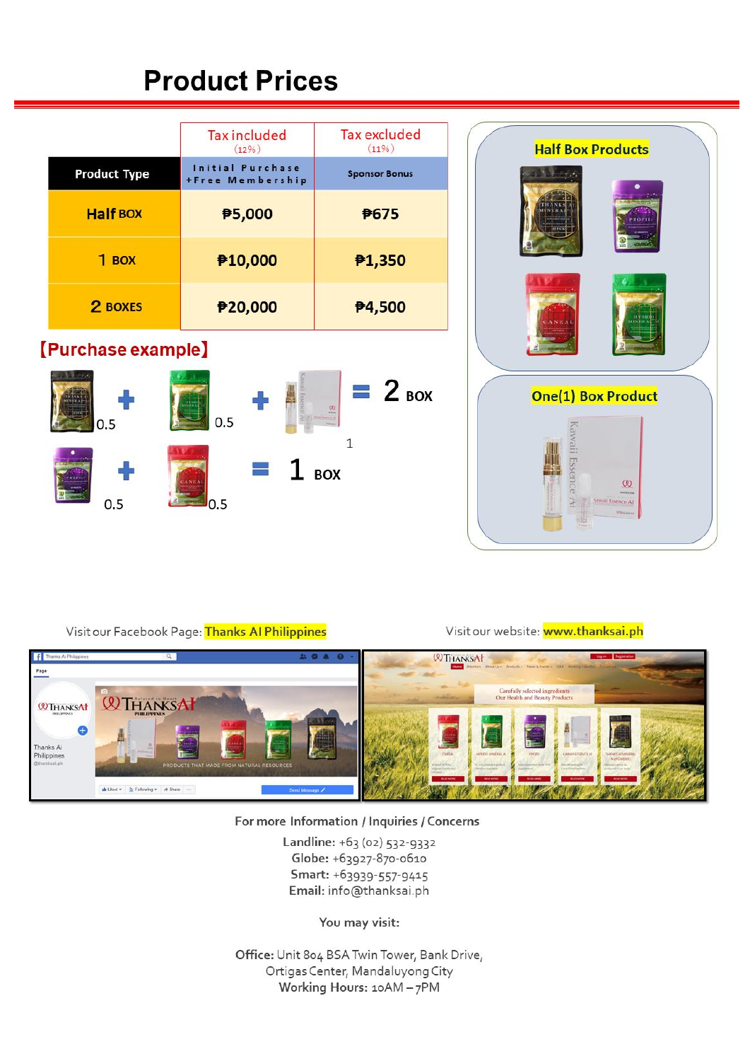# Product Prices

| | Tax included (12%) | Tax excluded (11%) |
|---|---|---|
| **Product Type** | Initial Purchase +Free Membership | Sponsor Bonus |
| **Half BOX** | **₱5,000** | **₱675** |
| **1 BOX** | **₱10,000** | **₱1,350** |
| **2 BOXES** | **₱20,000** | **₱4,500** |

## 【Purchase example】

0.5 + 0.5 + 1 = 2 BOX

0.5 + 0.5 = 1 BOX

**Half Box Products**

**One(1) Box Product**

Visit our Facebook Page: **Thanks AI Philippines**

Visit our website: **www.thanksai.ph**

For more Information / Inquiries / Concerns

**Landline:** +63 (02) 532-9332
**Globe:** +63927-870-0610
**Smart:** +63939-557-9415
**Email:** info@thanksai.ph

You may visit:

**Office:** Unit 804 BSA Twin Tower, Bank Drive, Ortigas Center, Mandaluyong City
**Working Hours:** 10AM – 7PM